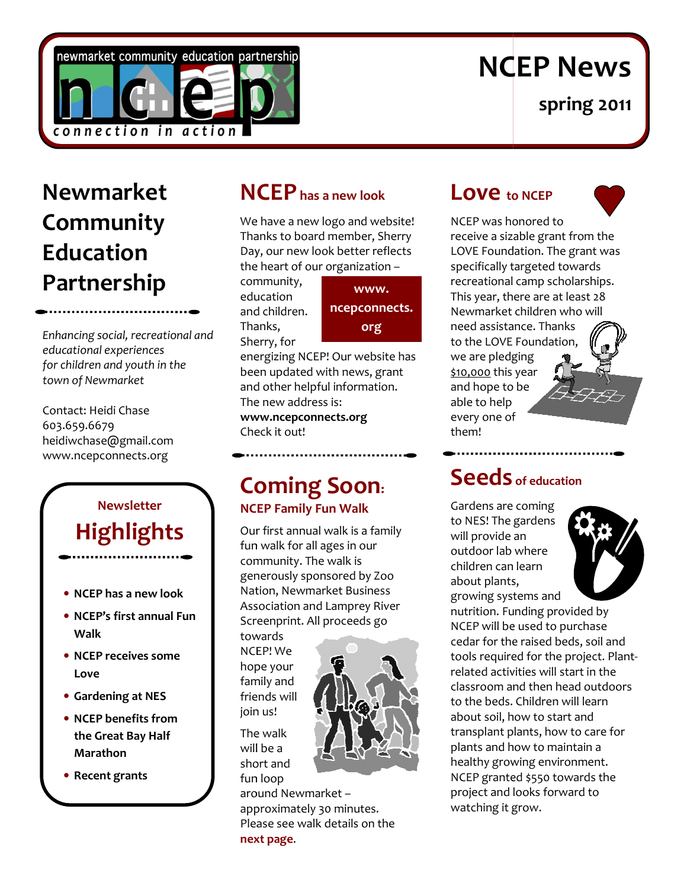newmarket community education partnership

ncep

connection in action

# NCEP News

**spring 2011**

## Newmarket Community Education Partnership

*Enhancing social, recreational and educational experiences for children and youth in the town of Newmarket*

Contact: Heidi Chase
603.659.6679
heidiwchase@gmail.com
www.ncepconnects.org

### Newsletter Highlights

- **NCEP has a new look**
- **NCEP's first annual Fun Walk**
- **NCEP receives some Love**
- **Gardening at NES**
- **NCEP benefits from the Great Bay Half Marathon**
- **Recent grants**

## NCEP has a new look

We have a new logo and website! Thanks to board member, Sherry Day, our new look better reflects the heart of our organization – community, education and children. Thanks, Sherry, for energizing NCEP! Our website has been updated with news, grant and other helpful information. The new address is: **www.ncepconnects.org** Check it out!

**www.ncepconnects.org**

## Coming Soon:

### NCEP Family Fun Walk

Our first annual walk is a family fun walk for all ages in our community. The walk is generously sponsored by Zoo Nation, Newmarket Business Association and Lamprey River Screenprint. All proceeds go towards NCEP! We hope your family and friends will join us!

The walk will be a short and fun loop around Newmarket – approximately 30 minutes. Please see walk details on the **next page**.

## Love to NCEP

NCEP was honored to receive a sizable grant from the LOVE Foundation. The grant was specifically targeted towards recreational camp scholarships. This year, there are at least 28 Newmarket children who will need assistance. Thanks to the LOVE Foundation, we are pledging $10,000 this year and hope to be able to help every one of them!

## Seeds of education

Gardens are coming to NES! The gardens will provide an outdoor lab where children can learn about plants, growing systems and nutrition. Funding provided by NCEP will be used to purchase cedar for the raised beds, soil and tools required for the project. Plant-related activities will start in the classroom and then head outdoors to the beds. Children will learn about soil, how to start and transplant plants, how to care for plants and how to maintain a healthy growing environment. NCEP granted $550 towards the project and looks forward to watching it grow.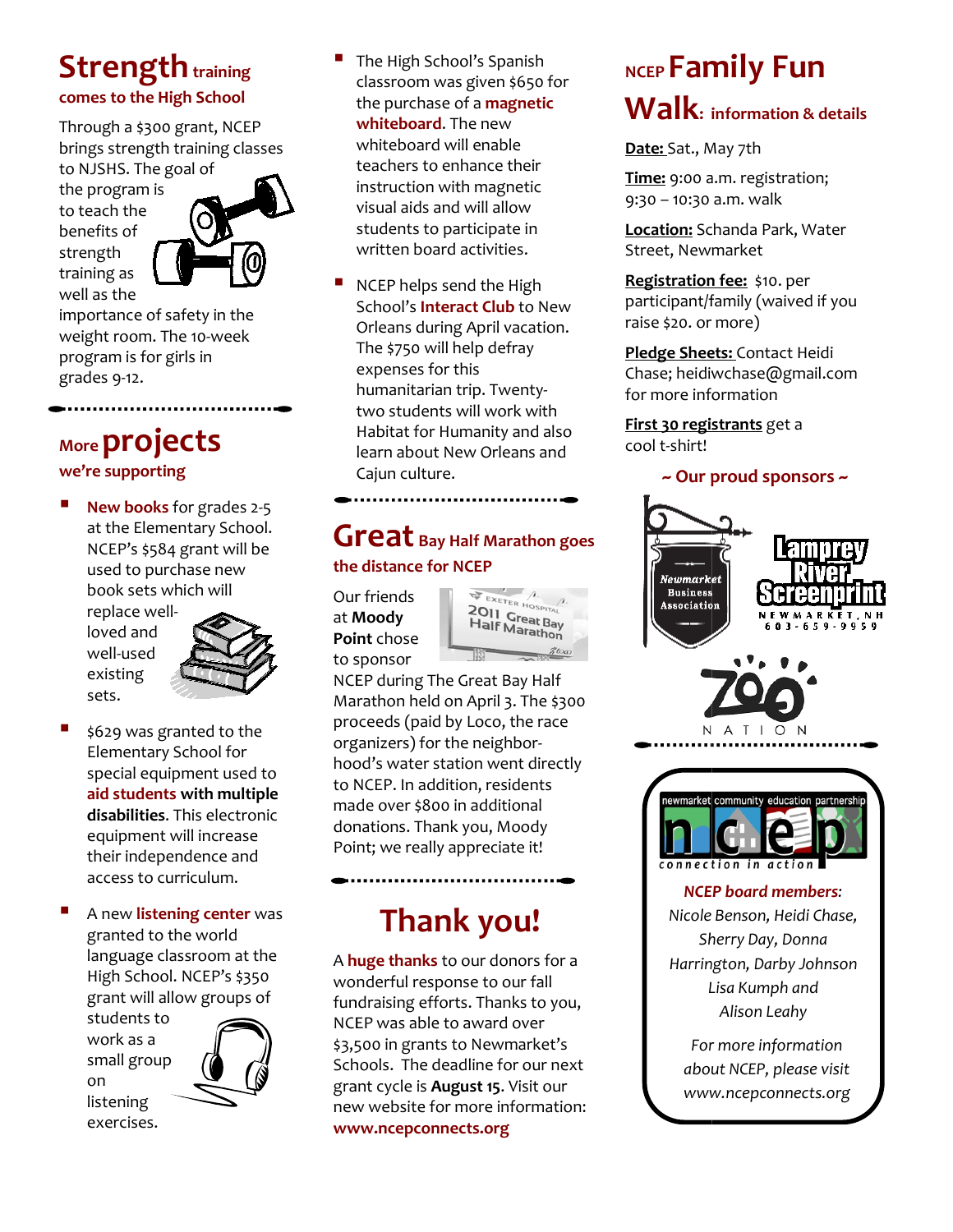## Strength training comes to the High School

Through a $300 grant, NCEP brings strength training classes to NJSHS. The goal of the program is to teach the benefits of strength training as well as the importance of safety in the weight room. The 10-week program is for girls in grades 9-12.

## More projects we're supporting

- **New books** for grades 2-5 at the Elementary School. NCEP's $584 grant will be used to purchase new book sets which will replace well-loved and well-used existing sets.
- $629 was granted to the Elementary School for special equipment used to **aid students with multiple disabilities**. This electronic equipment will increase their independence and access to curriculum.
- A new **listening center** was granted to the world language classroom at the High School. NCEP's $350 grant will allow groups of students to work as a small group on listening exercises.
- The High School's Spanish classroom was given $650 for the purchase of a **magnetic whiteboard**. The new whiteboard will enable teachers to enhance their instruction with magnetic visual aids and will allow students to participate in written board activities.
- NCEP helps send the High School's **Interact Club** to New Orleans during April vacation. The $750 will help defray expenses for this humanitarian trip. Twenty-two students will work with Habitat for Humanity and also learn about New Orleans and Cajun culture.

## Great Bay Half Marathon goes the distance for NCEP

Our friends at **Moody Point** chose to sponsor NCEP during The Great Bay Half Marathon held on April 3. The $300 proceeds (paid by Loco, the race organizers) for the neighbor-hood's water station went directly to NCEP. In addition, residents made over $800 in additional donations. Thank you, Moody Point; we really appreciate it!

## Thank you!

A **huge thanks** to our donors for a wonderful response to our fall fundraising efforts. Thanks to you, NCEP was able to award over $3,500 in grants to Newmarket's Schools. The deadline for our next grant cycle is **August 15**. Visit our new website for more information: **www.ncepconnects.org**

## NCEP Family Fun Walk: information & details

**Date:** Sat., May 7th

**Time:** 9:00 a.m. registration; 9:30 – 10:30 a.m. walk

**Location:** Schanda Park, Water Street, Newmarket

**Registration fee:** $10. per participant/family (waived if you raise $20. or more)

**Pledge Sheets:** Contact Heidi Chase; heidiwchase@gmail.com for more information

**First 30 registrants** get a cool t-shirt!

**~ Our proud sponsors ~**

Newmarket Business Association

Lamprey River Screenprint
NEWMARKET, NH
603-659-9959

ZOO NATION

newmarket community education partnership
ncep
connection in action

***NCEP board members:***

*Nicole Benson, Heidi Chase, Sherry Day, Donna Harrington, Darby Johnson Lisa Kumph and Alison Leahy*

*For more information about NCEP, please visit www.ncepconnects.org*